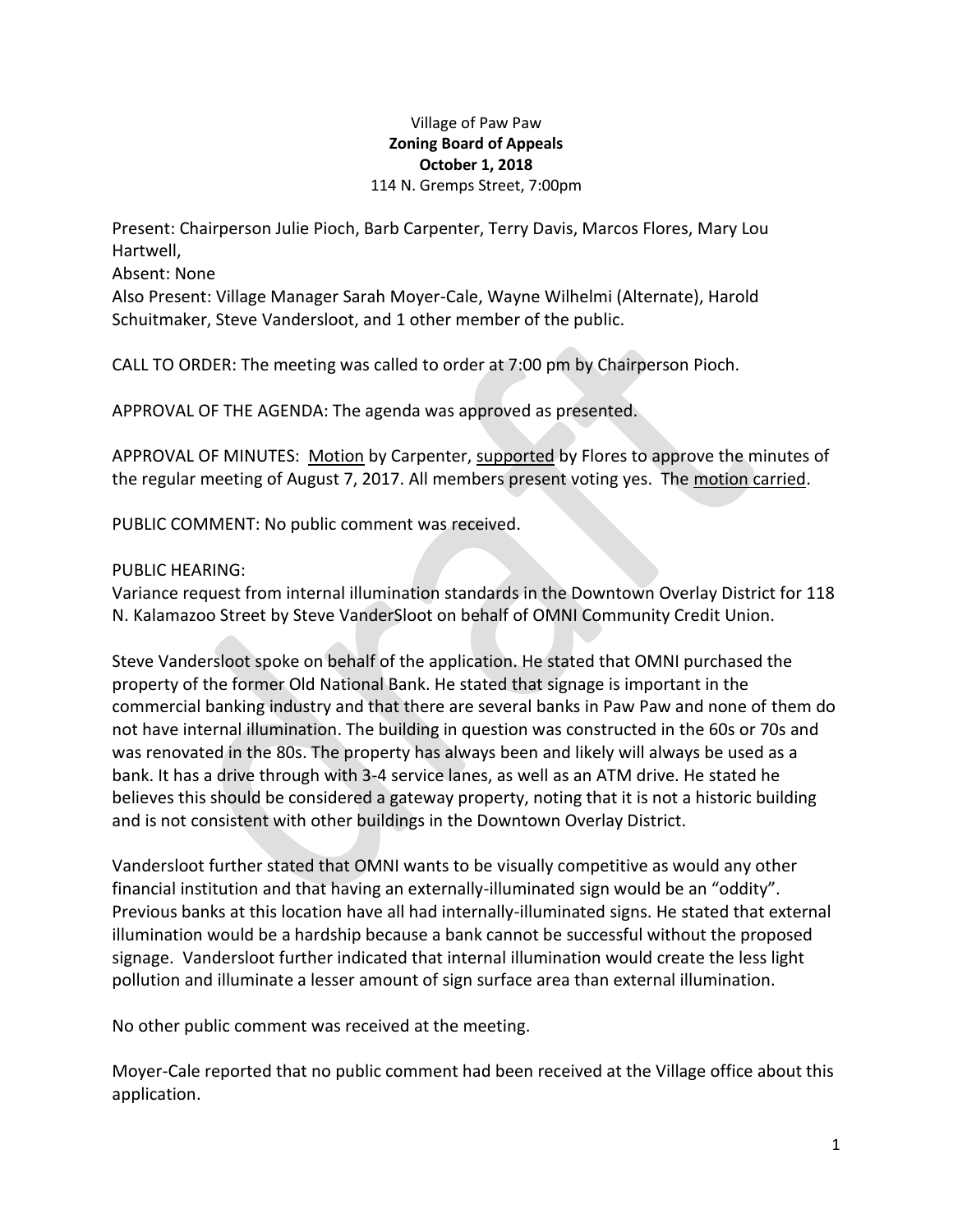Village of Paw Paw

**Zoning Board of Appeals**

**October 1, 2018**

114 N. Gremps Street, 7:00pm

Present: Chairperson Julie Pioch, Barb Carpenter, Terry Davis, Marcos Flores, Mary Lou Hartwell,
Absent: None
Also Present: Village Manager Sarah Moyer-Cale, Wayne Wilhelmi (Alternate), Harold Schuitmaker, Steve Vandersloot, and 1 other member of the public.

CALL TO ORDER: The meeting was called to order at 7:00 pm by Chairperson Pioch.

APPROVAL OF THE AGENDA: The agenda was approved as presented.

APPROVAL OF MINUTES: Motion by Carpenter, supported by Flores to approve the minutes of the regular meeting of August 7, 2017. All members present voting yes. The motion carried.

PUBLIC COMMENT: No public comment was received.

PUBLIC HEARING:
Variance request from internal illumination standards in the Downtown Overlay District for 118 N. Kalamazoo Street by Steve VanderSloot on behalf of OMNI Community Credit Union.

Steve Vandersloot spoke on behalf of the application. He stated that OMNI purchased the property of the former Old National Bank. He stated that signage is important in the commercial banking industry and that there are several banks in Paw Paw and none of them do not have internal illumination. The building in question was constructed in the 60s or 70s and was renovated in the 80s. The property has always been and likely will always be used as a bank. It has a drive through with 3-4 service lanes, as well as an ATM drive. He stated he believes this should be considered a gateway property, noting that it is not a historic building and is not consistent with other buildings in the Downtown Overlay District.

Vandersloot further stated that OMNI wants to be visually competitive as would any other financial institution and that having an externally-illuminated sign would be an "oddity". Previous banks at this location have all had internally-illuminated signs. He stated that external illumination would be a hardship because a bank cannot be successful without the proposed signage. Vandersloot further indicated that internal illumination would create the less light pollution and illuminate a lesser amount of sign surface area than external illumination.

No other public comment was received at the meeting.

Moyer-Cale reported that no public comment had been received at the Village office about this application.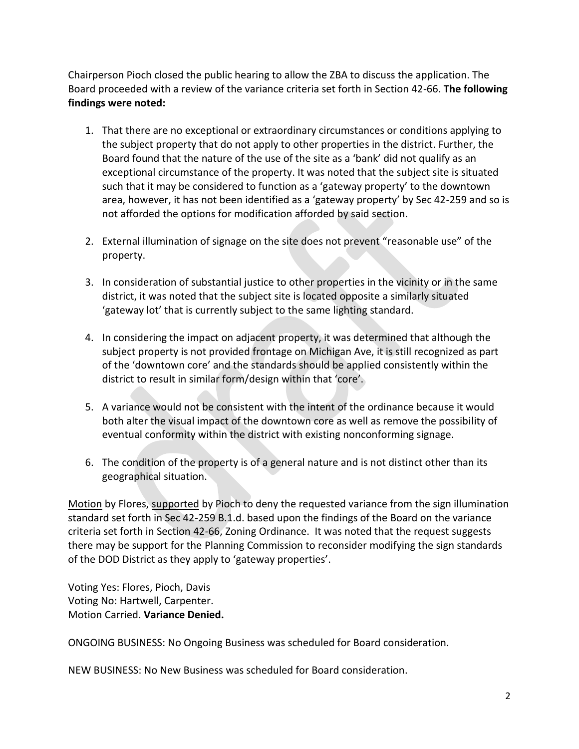Chairperson Pioch closed the public hearing to allow the ZBA to discuss the application. The Board proceeded with a review of the variance criteria set forth in Section 42-66. **The following findings were noted:**

1. That there are no exceptional or extraordinary circumstances or conditions applying to the subject property that do not apply to other properties in the district. Further, the Board found that the nature of the use of the site as a 'bank' did not qualify as an exceptional circumstance of the property. It was noted that the subject site is situated such that it may be considered to function as a 'gateway property' to the downtown area, however, it has not been identified as a 'gateway property' by Sec 42-259 and so is not afforded the options for modification afforded by said section.

2. External illumination of signage on the site does not prevent "reasonable use" of the property.

3. In consideration of substantial justice to other properties in the vicinity or in the same district, it was noted that the subject site is located opposite a similarly situated 'gateway lot' that is currently subject to the same lighting standard.

4. In considering the impact on adjacent property, it was determined that although the subject property is not provided frontage on Michigan Ave, it is still recognized as part of the 'downtown core' and the standards should be applied consistently within the district to result in similar form/design within that 'core'.

5. A variance would not be consistent with the intent of the ordinance because it would both alter the visual impact of the downtown core as well as remove the possibility of eventual conformity within the district with existing nonconforming signage.

6. The condition of the property is of a general nature and is not distinct other than its geographical situation.

<u>Motion</u> by Flores, <u>supported</u> by Pioch to deny the requested variance from the sign illumination standard set forth in Sec 42-259 B.1.d. based upon the findings of the Board on the variance criteria set forth in Section 42-66, Zoning Ordinance. It was noted that the request suggests there may be support for the Planning Commission to reconsider modifying the sign standards of the DOD District as they apply to 'gateway properties'.

Voting Yes: Flores, Pioch, Davis
Voting No: Hartwell, Carpenter.
Motion Carried. **Variance Denied.**

ONGOING BUSINESS: No Ongoing Business was scheduled for Board consideration.

NEW BUSINESS: No New Business was scheduled for Board consideration.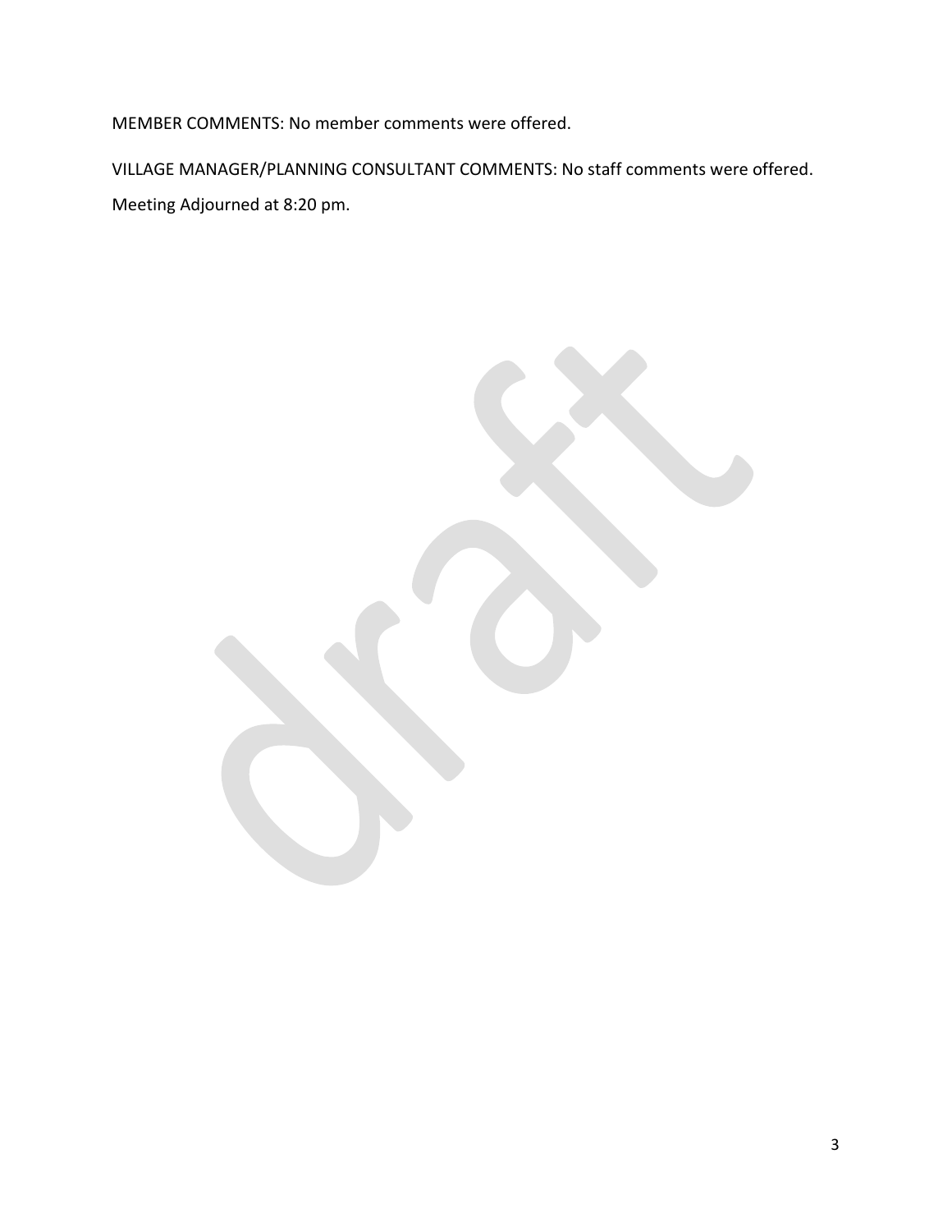MEMBER COMMENTS: No member comments were offered.

VILLAGE MANAGER/PLANNING CONSULTANT COMMENTS: No staff comments were offered.

Meeting Adjourned at 8:20 pm.